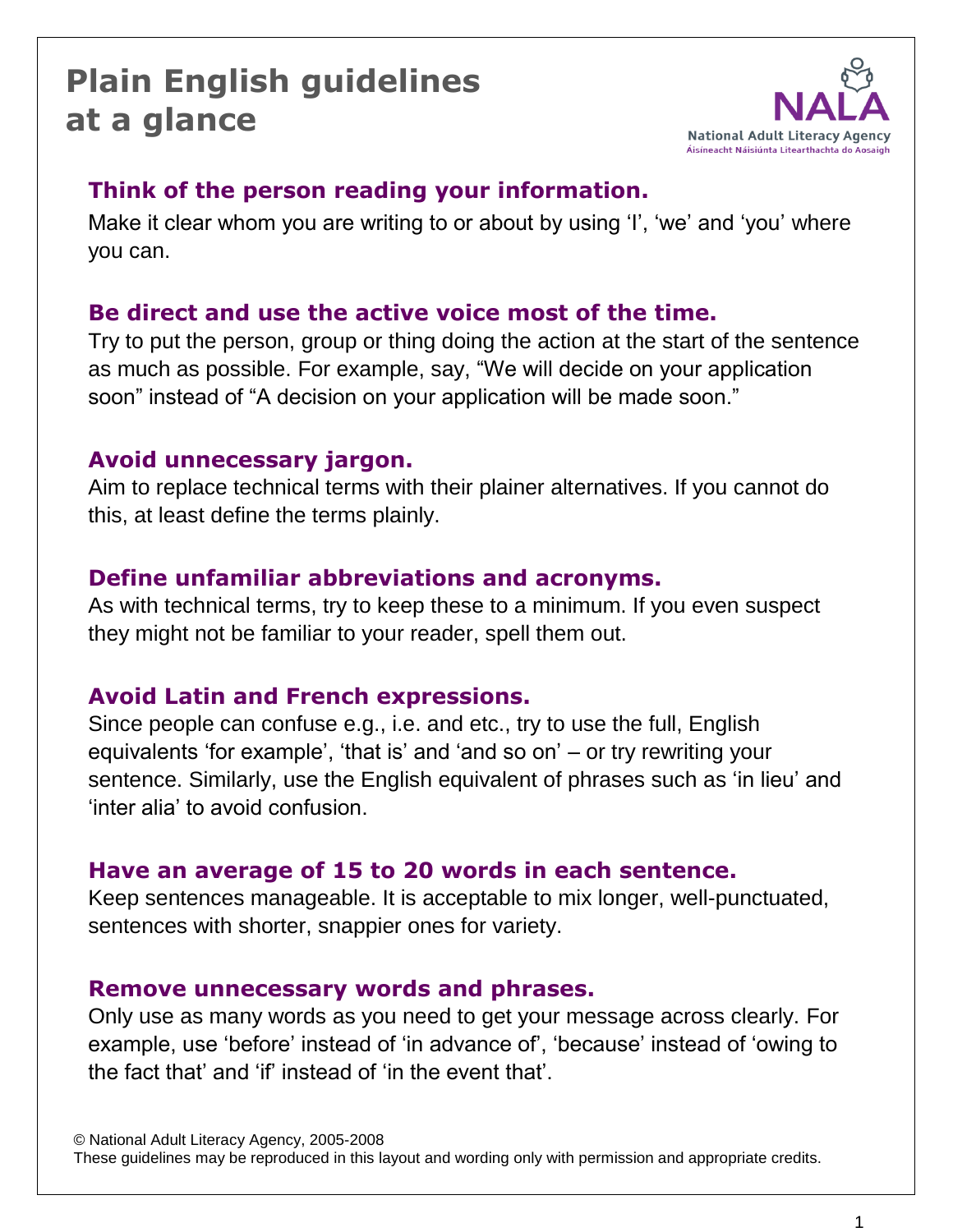# Plain English guidelines at a glance

National Adult Literacy Agency
Áisíneacht Náisiúnta Litearthachta do Aosaigh

## Think of the person reading your information.

Make it clear whom you are writing to or about by using 'I', 'we' and 'you' where you can.

## Be direct and use the active voice most of the time.

Try to put the person, group or thing doing the action at the start of the sentence as much as possible. For example, say, "We will decide on your application soon" instead of "A decision on your application will be made soon."

## Avoid unnecessary jargon.

Aim to replace technical terms with their plainer alternatives. If you cannot do this, at least define the terms plainly.

## Define unfamiliar abbreviations and acronyms.

As with technical terms, try to keep these to a minimum. If you even suspect they might not be familiar to your reader, spell them out.

## Avoid Latin and French expressions.

Since people can confuse e.g., i.e. and etc., try to use the full, English equivalents 'for example', 'that is' and 'and so on' – or try rewriting your sentence. Similarly, use the English equivalent of phrases such as 'in lieu' and 'inter alia' to avoid confusion.

## Have an average of 15 to 20 words in each sentence.

Keep sentences manageable. It is acceptable to mix longer, well-punctuated, sentences with shorter, snappier ones for variety.

## Remove unnecessary words and phrases.

Only use as many words as you need to get your message across clearly. For example, use 'before' instead of 'in advance of', 'because' instead of 'owing to the fact that' and 'if' instead of 'in the event that'.

© National Adult Literacy Agency, 2005-2008
These guidelines may be reproduced in this layout and wording only with permission and appropriate credits.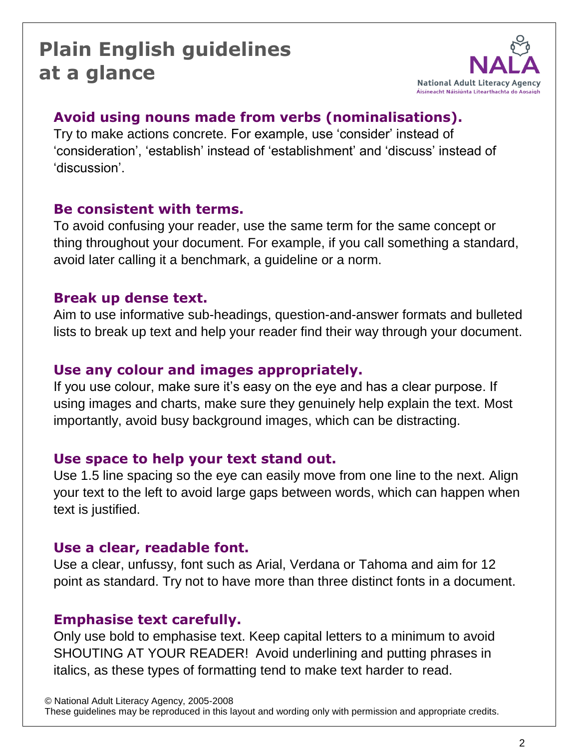# Plain English guidelines at a glance

National Adult Literacy Agency
Áisíneacht Náisiúnta Litearthachta do Aosaigh

### Avoid using nouns made from verbs (nominalisations).

Try to make actions concrete. For example, use 'consider' instead of 'consideration', 'establish' instead of 'establishment' and 'discuss' instead of 'discussion'.

### Be consistent with terms.

To avoid confusing your reader, use the same term for the same concept or thing throughout your document. For example, if you call something a standard, avoid later calling it a benchmark, a guideline or a norm.

### Break up dense text.

Aim to use informative sub-headings, question-and-answer formats and bulleted lists to break up text and help your reader find their way through your document.

### Use any colour and images appropriately.

If you use colour, make sure it's easy on the eye and has a clear purpose. If using images and charts, make sure they genuinely help explain the text. Most importantly, avoid busy background images, which can be distracting.

### Use space to help your text stand out.

Use 1.5 line spacing so the eye can easily move from one line to the next. Align your text to the left to avoid large gaps between words, which can happen when text is justified.

### Use a clear, readable font.

Use a clear, unfussy, font such as Arial, Verdana or Tahoma and aim for 12 point as standard. Try not to have more than three distinct fonts in a document.

### Emphasise text carefully.

Only use bold to emphasise text. Keep capital letters to a minimum to avoid SHOUTING AT YOUR READER! Avoid underlining and putting phrases in italics, as these types of formatting tend to make text harder to read.

© National Adult Literacy Agency, 2005-2008
These guidelines may be reproduced in this layout and wording only with permission and appropriate credits.